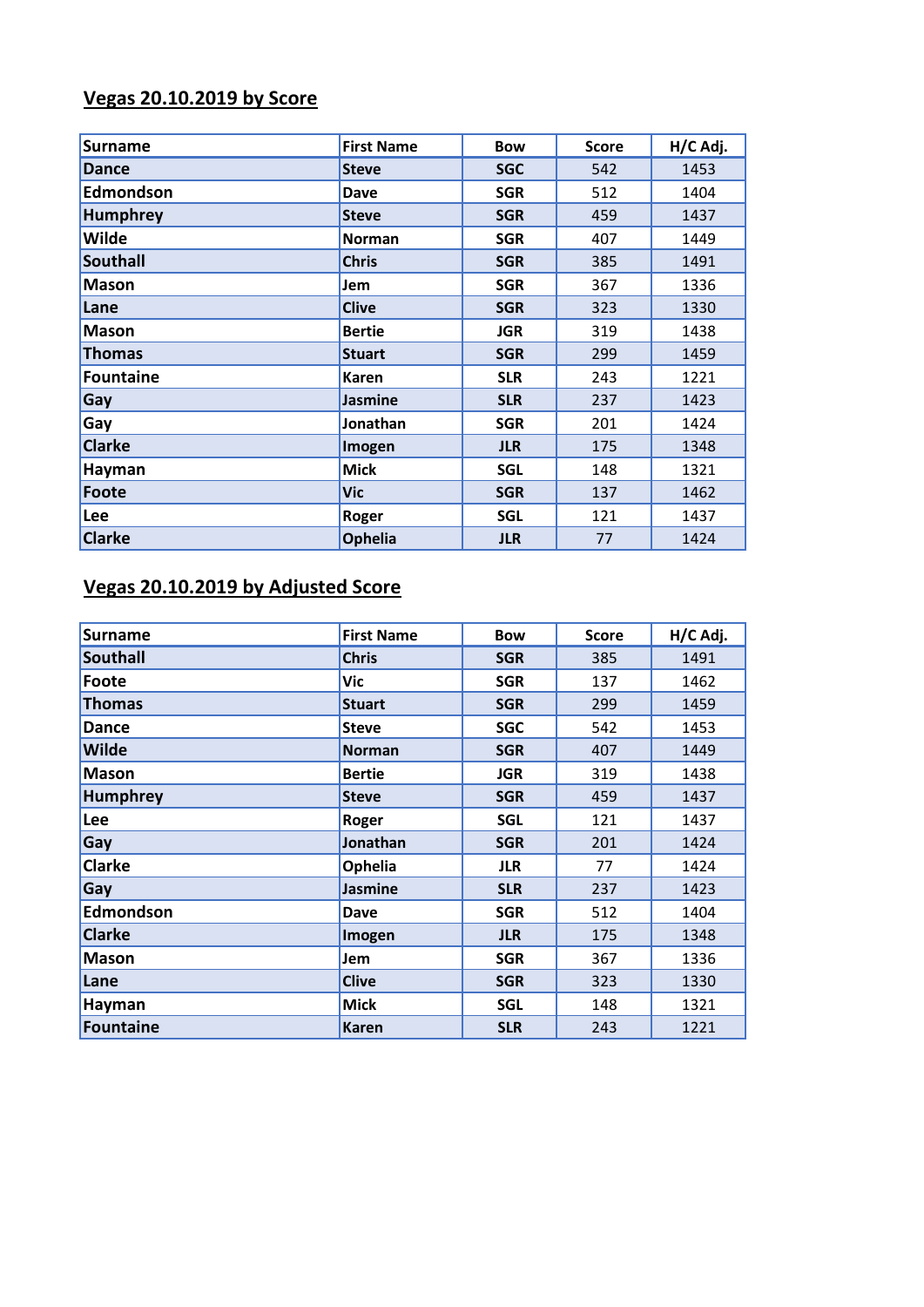## Vegas 20.10.2019 by Score

| Surname | First Name | Bow | Score | H/C Adj. |
|---|---|---|---|---|
| Dance | Steve | SGC | 542 | 1453 |
| Edmondson | Dave | SGR | 512 | 1404 |
| Humphrey | Steve | SGR | 459 | 1437 |
| Wilde | Norman | SGR | 407 | 1449 |
| Southall | Chris | SGR | 385 | 1491 |
| Mason | Jem | SGR | 367 | 1336 |
| Lane | Clive | SGR | 323 | 1330 |
| Mason | Bertie | JGR | 319 | 1438 |
| Thomas | Stuart | SGR | 299 | 1459 |
| Fountaine | Karen | SLR | 243 | 1221 |
| Gay | Jasmine | SLR | 237 | 1423 |
| Gay | Jonathan | SGR | 201 | 1424 |
| Clarke | Imogen | JLR | 175 | 1348 |
| Hayman | Mick | SGL | 148 | 1321 |
| Foote | Vic | SGR | 137 | 1462 |
| Lee | Roger | SGL | 121 | 1437 |
| Clarke | Ophelia | JLR | 77 | 1424 |

## Vegas 20.10.2019 by Adjusted Score

| Surname | First Name | Bow | Score | H/C Adj. |
|---|---|---|---|---|
| Southall | Chris | SGR | 385 | 1491 |
| Foote | Vic | SGR | 137 | 1462 |
| Thomas | Stuart | SGR | 299 | 1459 |
| Dance | Steve | SGC | 542 | 1453 |
| Wilde | Norman | SGR | 407 | 1449 |
| Mason | Bertie | JGR | 319 | 1438 |
| Humphrey | Steve | SGR | 459 | 1437 |
| Lee | Roger | SGL | 121 | 1437 |
| Gay | Jonathan | SGR | 201 | 1424 |
| Clarke | Ophelia | JLR | 77 | 1424 |
| Gay | Jasmine | SLR | 237 | 1423 |
| Edmondson | Dave | SGR | 512 | 1404 |
| Clarke | Imogen | JLR | 175 | 1348 |
| Mason | Jem | SGR | 367 | 1336 |
| Lane | Clive | SGR | 323 | 1330 |
| Hayman | Mick | SGL | 148 | 1321 |
| Fountaine | Karen | SLR | 243 | 1221 |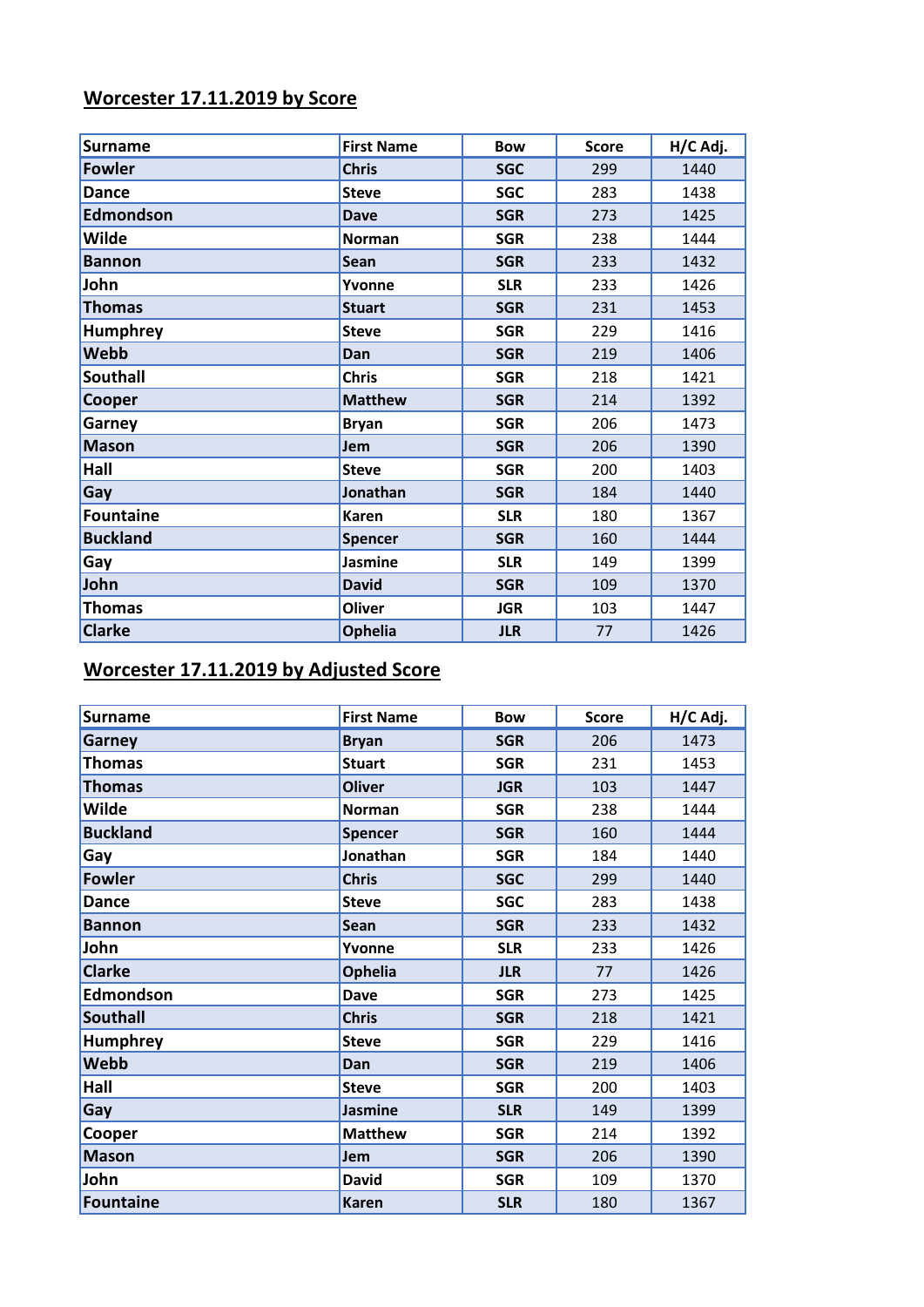## Worcester 17.11.2019 by Score

| Surname | First Name | Bow | Score | H/C Adj. |
|---|---|---|---|---|
| Fowler | Chris | SGC | 299 | 1440 |
| Dance | Steve | SGC | 283 | 1438 |
| Edmondson | Dave | SGR | 273 | 1425 |
| Wilde | Norman | SGR | 238 | 1444 |
| Bannon | Sean | SGR | 233 | 1432 |
| John | Yvonne | SLR | 233 | 1426 |
| Thomas | Stuart | SGR | 231 | 1453 |
| Humphrey | Steve | SGR | 229 | 1416 |
| Webb | Dan | SGR | 219 | 1406 |
| Southall | Chris | SGR | 218 | 1421 |
| Cooper | Matthew | SGR | 214 | 1392 |
| Garney | Bryan | SGR | 206 | 1473 |
| Mason | Jem | SGR | 206 | 1390 |
| Hall | Steve | SGR | 200 | 1403 |
| Gay | Jonathan | SGR | 184 | 1440 |
| Fountaine | Karen | SLR | 180 | 1367 |
| Buckland | Spencer | SGR | 160 | 1444 |
| Gay | Jasmine | SLR | 149 | 1399 |
| John | David | SGR | 109 | 1370 |
| Thomas | Oliver | JGR | 103 | 1447 |
| Clarke | Ophelia | JLR | 77 | 1426 |

## Worcester 17.11.2019 by Adjusted Score

| Surname | First Name | Bow | Score | H/C Adj. |
|---|---|---|---|---|
| Garney | Bryan | SGR | 206 | 1473 |
| Thomas | Stuart | SGR | 231 | 1453 |
| Thomas | Oliver | JGR | 103 | 1447 |
| Wilde | Norman | SGR | 238 | 1444 |
| Buckland | Spencer | SGR | 160 | 1444 |
| Gay | Jonathan | SGR | 184 | 1440 |
| Fowler | Chris | SGC | 299 | 1440 |
| Dance | Steve | SGC | 283 | 1438 |
| Bannon | Sean | SGR | 233 | 1432 |
| John | Yvonne | SLR | 233 | 1426 |
| Clarke | Ophelia | JLR | 77 | 1426 |
| Edmondson | Dave | SGR | 273 | 1425 |
| Southall | Chris | SGR | 218 | 1421 |
| Humphrey | Steve | SGR | 229 | 1416 |
| Webb | Dan | SGR | 219 | 1406 |
| Hall | Steve | SGR | 200 | 1403 |
| Gay | Jasmine | SLR | 149 | 1399 |
| Cooper | Matthew | SGR | 214 | 1392 |
| Mason | Jem | SGR | 206 | 1390 |
| John | David | SGR | 109 | 1370 |
| Fountaine | Karen | SLR | 180 | 1367 |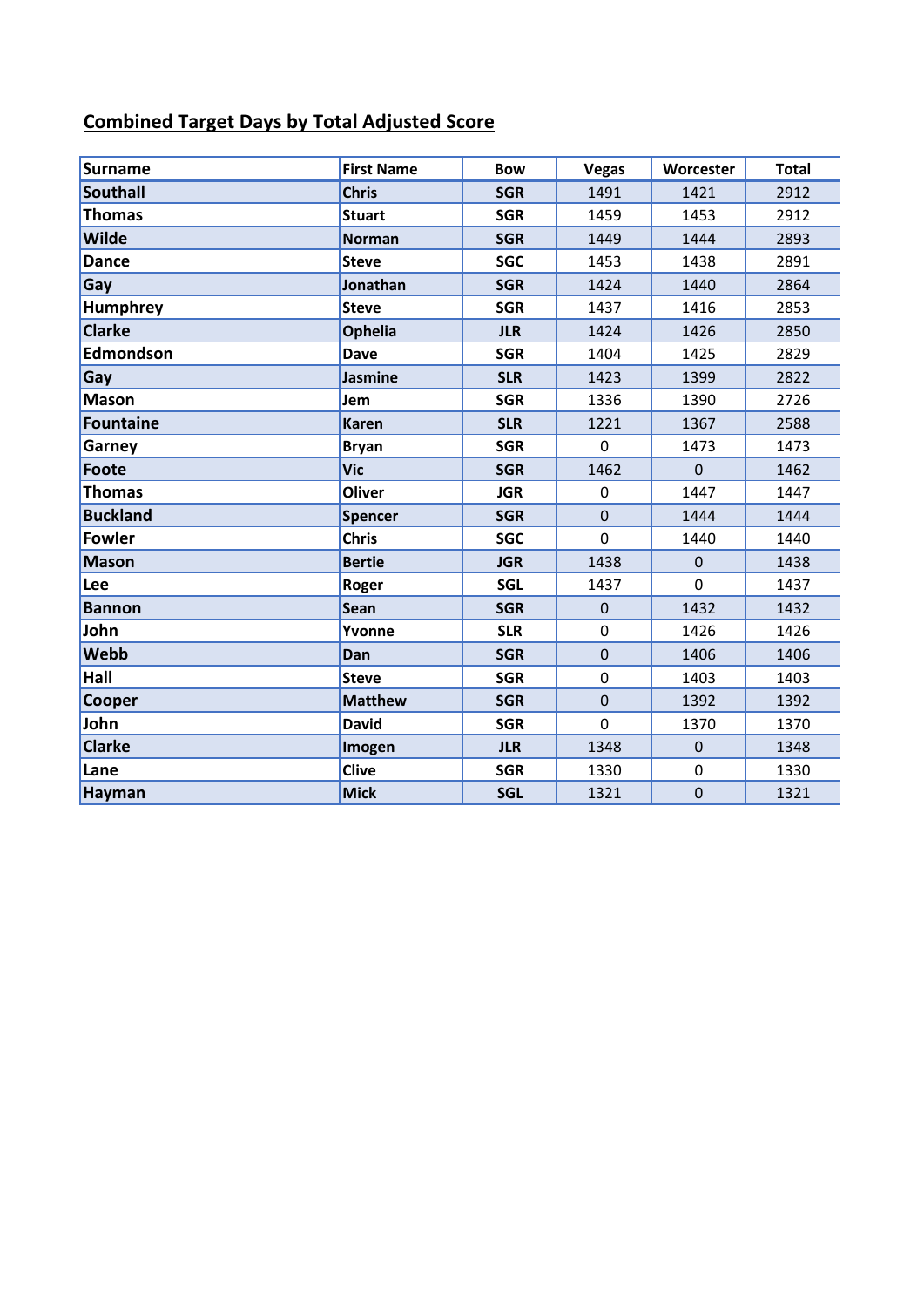## Combined Target Days by Total Adjusted Score

| Surname | First Name | Bow | Vegas | Worcester | Total |
|---|---|---|---|---|---|
| Southall | Chris | SGR | 1491 | 1421 | 2912 |
| Thomas | Stuart | SGR | 1459 | 1453 | 2912 |
| Wilde | Norman | SGR | 1449 | 1444 | 2893 |
| Dance | Steve | SGC | 1453 | 1438 | 2891 |
| Gay | Jonathan | SGR | 1424 | 1440 | 2864 |
| Humphrey | Steve | SGR | 1437 | 1416 | 2853 |
| Clarke | Ophelia | JLR | 1424 | 1426 | 2850 |
| Edmondson | Dave | SGR | 1404 | 1425 | 2829 |
| Gay | Jasmine | SLR | 1423 | 1399 | 2822 |
| Mason | Jem | SGR | 1336 | 1390 | 2726 |
| Fountaine | Karen | SLR | 1221 | 1367 | 2588 |
| Garney | Bryan | SGR | 0 | 1473 | 1473 |
| Foote | Vic | SGR | 1462 | 0 | 1462 |
| Thomas | Oliver | JGR | 0 | 1447 | 1447 |
| Buckland | Spencer | SGR | 0 | 1444 | 1444 |
| Fowler | Chris | SGC | 0 | 1440 | 1440 |
| Mason | Bertie | JGR | 1438 | 0 | 1438 |
| Lee | Roger | SGL | 1437 | 0 | 1437 |
| Bannon | Sean | SGR | 0 | 1432 | 1432 |
| John | Yvonne | SLR | 0 | 1426 | 1426 |
| Webb | Dan | SGR | 0 | 1406 | 1406 |
| Hall | Steve | SGR | 0 | 1403 | 1403 |
| Cooper | Matthew | SGR | 0 | 1392 | 1392 |
| John | David | SGR | 0 | 1370 | 1370 |
| Clarke | Imogen | JLR | 1348 | 0 | 1348 |
| Lane | Clive | SGR | 1330 | 0 | 1330 |
| Hayman | Mick | SGL | 1321 | 0 | 1321 |